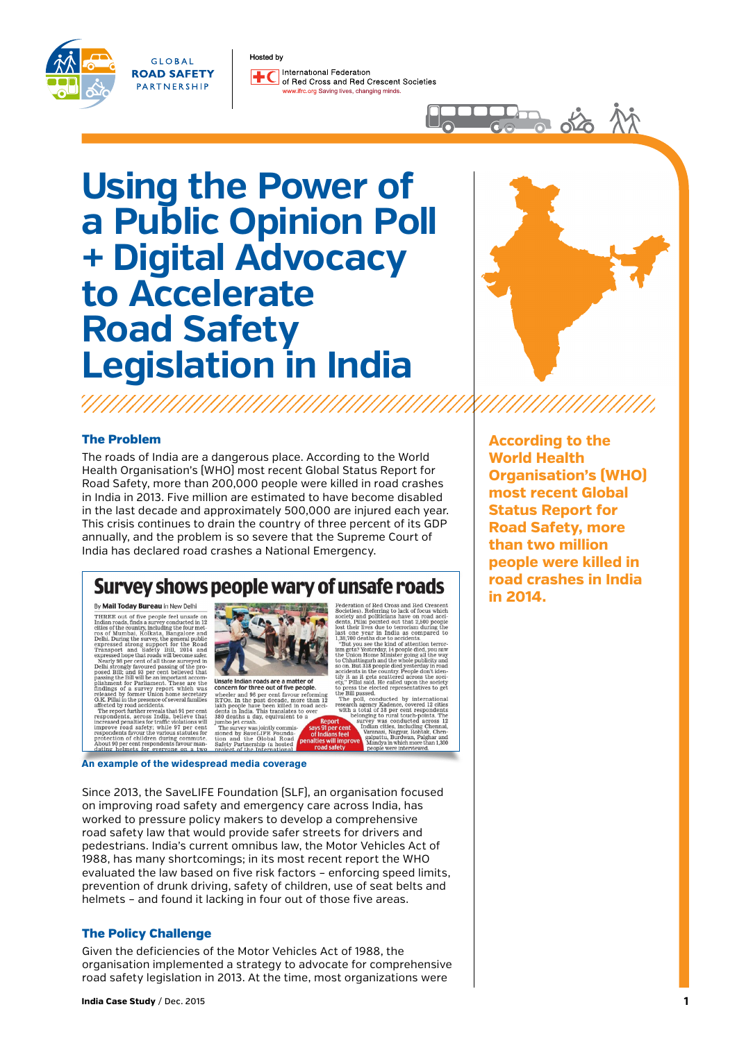# Using the Power of a Public Opinion Poll + Digital Advocacy to Accelerate Road Safety Legislation in India

## The Problem

The roads of India are a dangerous place. According to the World Health Organisation's [WHO] most recent Global Status Report for Road Safety, more than 200,000 people were killed in road crashes in India in 2013. Five million are estimated to have become disabled in the last decade and approximately 500,000 are injured each year. This crisis continues to drain the country of three percent of its GDP annually, and the problem is so severe that the Supreme Court of India has declared road crashes a National Emergency.

**According to the World Health Organisation's [WHO] most recent Global Status Report for Road Safety, more than two million people were killed in road crashes in India in 2014.**

**An example of the widespread media coverage**

Since 2013, the SaveLIFE Foundation [SLF], an organisation focused on improving road safety and emergency care across India, has worked to pressure policy makers to develop a comprehensive road safety law that would provide safer streets for drivers and pedestrians. India's current omnibus law, the Motor Vehicles Act of 1988, has many shortcomings; in its most recent report the WHO evaluated the law based on five risk factors – enforcing speed limits, prevention of drunk driving, safety of children, use of seat belts and helmets – and found it lacking in four out of those five areas.

## The Policy Challenge

Given the deficiencies of the Motor Vehicles Act of 1988, the organisation implemented a strategy to advocate for comprehensive road safety legislation in 2013. At the time, most organizations were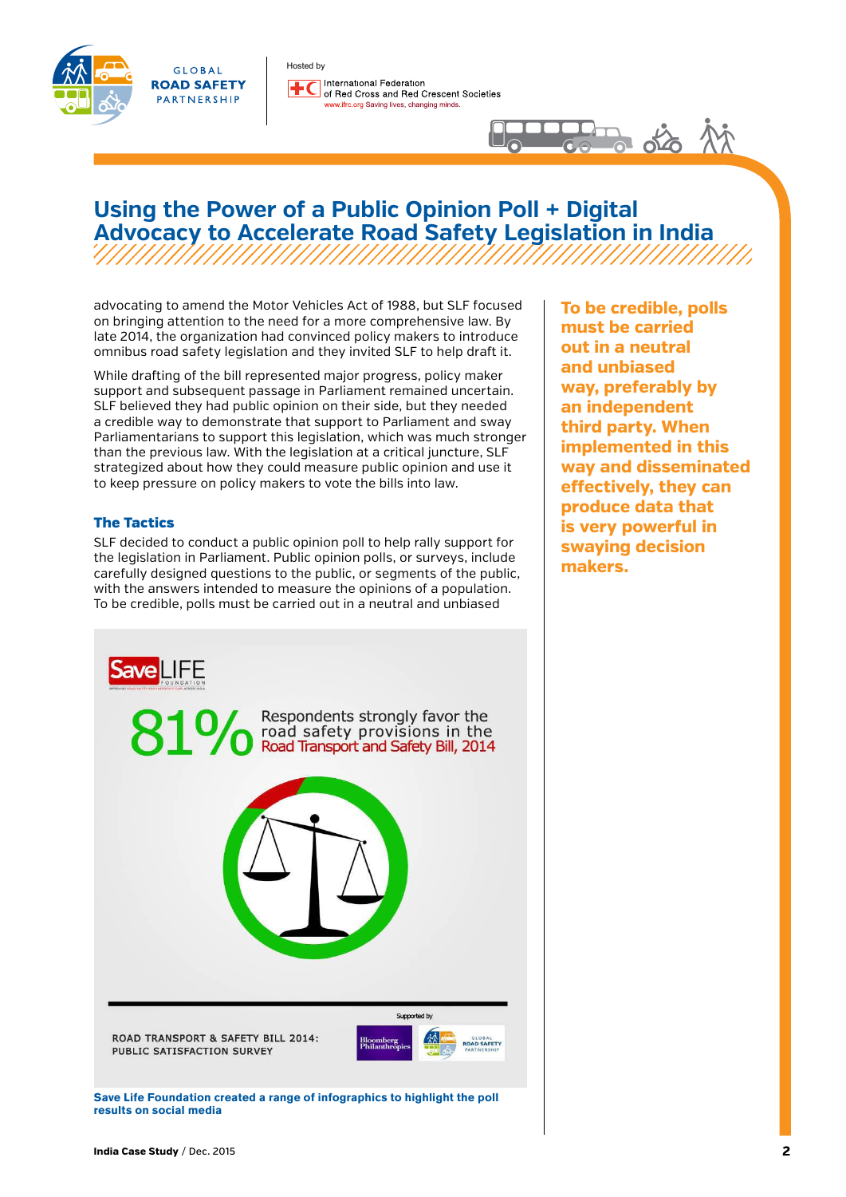# Using the Power of a Public Opinion Poll + Digital Advocacy to Accelerate Road Safety Legislation in India

advocating to amend the Motor Vehicles Act of 1988, but SLF focused on bringing attention to the need for a more comprehensive law. By late 2014, the organization had convinced policy makers to introduce omnibus road safety legislation and they invited SLF to help draft it.

While drafting of the bill represented major progress, policy maker support and subsequent passage in Parliament remained uncertain. SLF believed they had public opinion on their side, but they needed a credible way to demonstrate that support to Parliament and sway Parliamentarians to support this legislation, which was much stronger than the previous law. With the legislation at a critical juncture, SLF strategized about how they could measure public opinion and use it to keep pressure on policy makers to vote the bills into law.

## The Tactics

SLF decided to conduct a public opinion poll to help rally support for the legislation in Parliament. Public opinion polls, or surveys, include carefully designed questions to the public, or segments of the public, with the answers intended to measure the opinions of a population. To be credible, polls must be carried out in a neutral and unbiased

**To be credible, polls must be carried out in a neutral and unbiased way, preferably by an independent third party. When implemented in this way and disseminated effectively, they can produce data that is very powerful in swaying decision makers.**

SaveLIFE FOUNDATION

81% Respondents strongly favor the road safety provisions in the Road Transport and Safety Bill, 2014

ROAD TRANSPORT & SAFETY BILL 2014: PUBLIC SATISFACTION SURVEY

Supported by Bloomberg Philanthropies, Global Road Safety Partnership

**Save Life Foundation created a range of infographics to highlight the poll results on social media**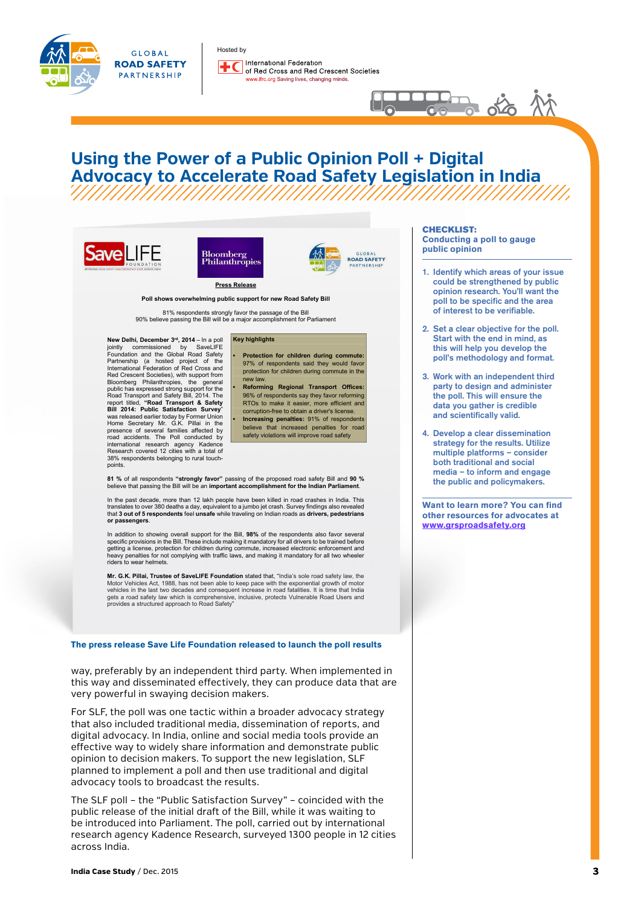# Using the Power of a Public Opinion Poll + Digital Advocacy to Accelerate Road Safety Legislation in India

**Press Release**

**Poll shows overwhelming public support for new Road Safety Bill**

81% respondents strongly favor the passage of the Bill
90% believe passing the Bill will be a major accomplishment for Parliament

**New Delhi, December 3rd, 2014** – In a poll jointly commissioned by SaveLIFE Foundation and the Global Road Safety Partnership (a hosted project of the International Federation of Red Cross and Red Crescent Societies), with support from Bloomberg Philanthropies, the general public has expressed strong support for the Road Transport and Safety Bill, 2014. The report titled, **"Road Transport & Safety Bill 2014: Public Satisfaction Survey"** was released earlier today by Former Union Home Secretary Mr. G.K. Pillai in the presence of several families affected by road accidents. The Poll conducted by international research agency Kadence Research covered 12 cities with a total of 38% respondents belonging to rural touch-points.

**Key highlights**

- **Protection for children during commute:** 97% of respondents said they would favor protection for children during commute in the new law.
- **Reforming Regional Transport Offices:** 96% of respondents say they favor reforming RTOs to make it easier, more efficient and corruption-free to obtain a driver's license.
- **Increasing penalties:** 91% of respondents believe that increased penalties for road safety violations will improve road safety

**81 %** of all respondents **"strongly favor"** passing of the proposed road safety Bill and **90 %** believe that passing the Bill will be an **important accomplishment for the Indian Parliament**.

In the past decade, more than 12 lakh people have been killed in road crashes in India. This translates to over 380 deaths a day, equivalent to a jumbo jet crash. Survey findings also revealed that **3 out of 5 respondents** feel **unsafe** while traveling on Indian roads as **drivers, pedestrians or passengers**.

In addition to showing overall support for the Bill, **98%** of the respondents also favor several specific provisions in the Bill. These include making it mandatory for all drivers to be trained before getting a license, protection for children during commute, increased electronic enforcement and heavy penalties for not complying with traffic laws, and making it mandatory for all two wheeler riders to wear helmets.

**Mr. G.K. Pillai, Trustee of SaveLIFE Foundation** stated that, "India's sole road safety law, the Motor Vehicles Act, 1988, has not been able to keep pace with the exponential growth of motor vehicles in the last two decades and consequent increase in road fatalities. It is time that India gets a road safety law which is comprehensive, inclusive, protects Vulnerable Road Users and provides a structured approach to Road Safety"

**The press release Save Life Foundation released to launch the poll results**

way, preferably by an independent third party. When implemented in this way and disseminated effectively, they can produce data that are very powerful in swaying decision makers.

For SLF, the poll was one tactic within a broader advocacy strategy that also included traditional media, dissemination of reports, and digital advocacy. In India, online and social media tools provide an effective way to widely share information and demonstrate public opinion to decision makers. To support the new legislation, SLF planned to implement a poll and then use traditional and digital advocacy tools to broadcast the results.

The SLF poll – the "Public Satisfaction Survey" – coincided with the public release of the initial draft of the Bill, while it was waiting to be introduced into Parliament. The poll, carried out by international research agency Kadence Research, surveyed 1300 people in 12 cities across India.

### CHECKLIST: Conducting a poll to gauge public opinion

1. Identify which areas of your issue could be strengthened by public opinion research. You'll want the poll to be specific and the area of interest to be verifiable.
2. Set a clear objective for the poll. Start with the end in mind, as this will help you develop the poll's methodology and format.
3. Work with an independent third party to design and administer the poll. This will ensure the data you gather is credible and scientifically valid.
4. Develop a clear dissemination strategy for the results. Utilize multiple platforms – consider both traditional and social media – to inform and engage the public and policymakers.

**Want to learn more? You can find other resources for advocates at www.grsproadsafety.org**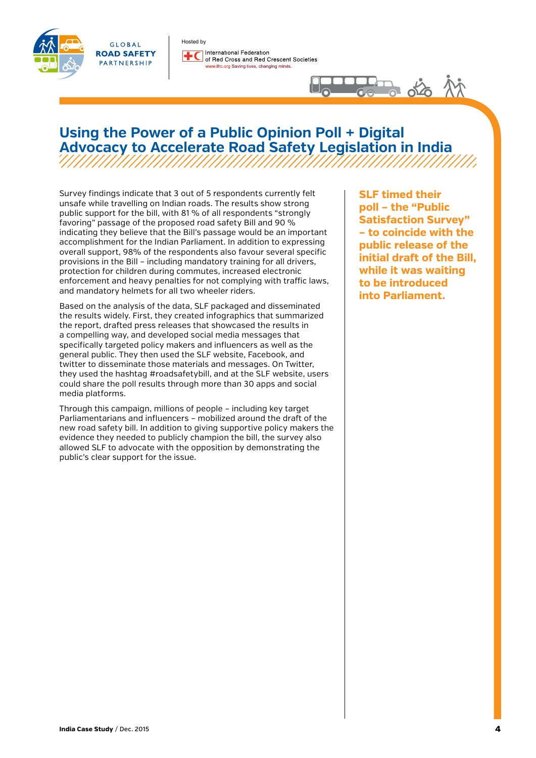# Using the Power of a Public Opinion Poll + Digital Advocacy to Accelerate Road Safety Legislation in India

Survey findings indicate that 3 out of 5 respondents currently felt unsafe while travelling on Indian roads. The results show strong public support for the bill, with 81 % of all respondents "strongly favoring" passage of the proposed road safety Bill and 90 % indicating that they believe that the Bill's passage would be an important accomplishment for the Indian Parliament. In addition to expressing overall support, 98% of the respondents also favour several specific provisions in the Bill – including mandatory training for all drivers, protection for children during commutes, increased electronic enforcement and heavy penalties for not complying with traffic laws, and mandatory helmets for all two wheeler riders.

Based on the analysis of the data, SLF packaged and disseminated the results widely. First, they created infographics that summarized the report, drafted press releases that showcased the results in a compelling way, and developed social media messages that specifically targeted policy makers and influencers as well as the general public. They then used the SLF website, Facebook, and twitter to disseminate those materials and messages. On Twitter, they used the hashtag #roadsafetybill, and at the SLF website, users could share the poll results through more than 30 apps and social media platforms.

Through this campaign, millions of people – including key target Parliamentarians and influencers – mobilized around the draft of the new road safety bill. In addition to giving supportive policy makers the evidence they needed to publicly champion the bill, the survey also allowed SLF to advocate with the opposition by demonstrating the public's clear support for the issue.

**SLF timed their poll – the "Public Satisfaction Survey" – to coincide with the public release of the initial draft of the Bill, while it was waiting to be introduced into Parliament.**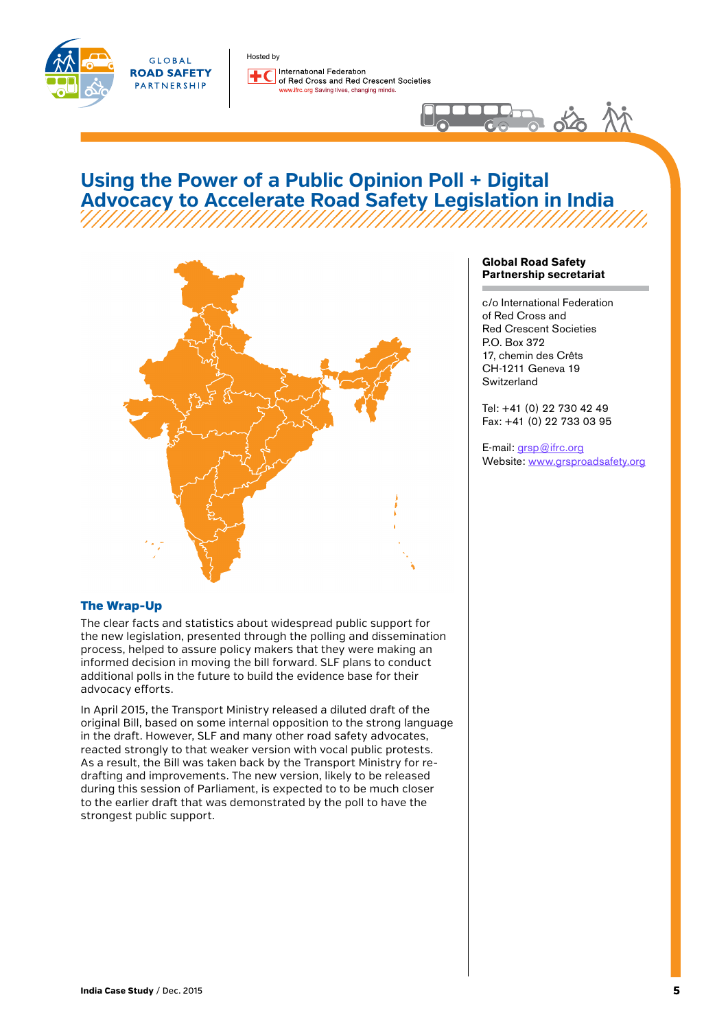# Using the Power of a Public Opinion Poll + Digital Advocacy to Accelerate Road Safety Legislation in India

## The Wrap-Up

The clear facts and statistics about widespread public support for the new legislation, presented through the polling and dissemination process, helped to assure policy makers that they were making an informed decision in moving the bill forward. SLF plans to conduct additional polls in the future to build the evidence base for their advocacy efforts.

In April 2015, the Transport Ministry released a diluted draft of the original Bill, based on some internal opposition to the strong language in the draft. However, SLF and many other road safety advocates, reacted strongly to that weaker version with vocal public protests. As a result, the Bill was taken back by the Transport Ministry for re-drafting and improvements. The new version, likely to be released during this session of Parliament, is expected to to be much closer to the earlier draft that was demonstrated by the poll to have the strongest public support.

**Global Road Safety Partnership secretariat**

c/o International Federation
of Red Cross and
Red Crescent Societies
P.O. Box 372
17, chemin des Crêts
CH-1211 Geneva 19
Switzerland

Tel: +41 (0) 22 730 42 49
Fax: +41 (0) 22 733 03 95

E-mail: grsp@ifrc.org
Website: www.grsproadsafety.org